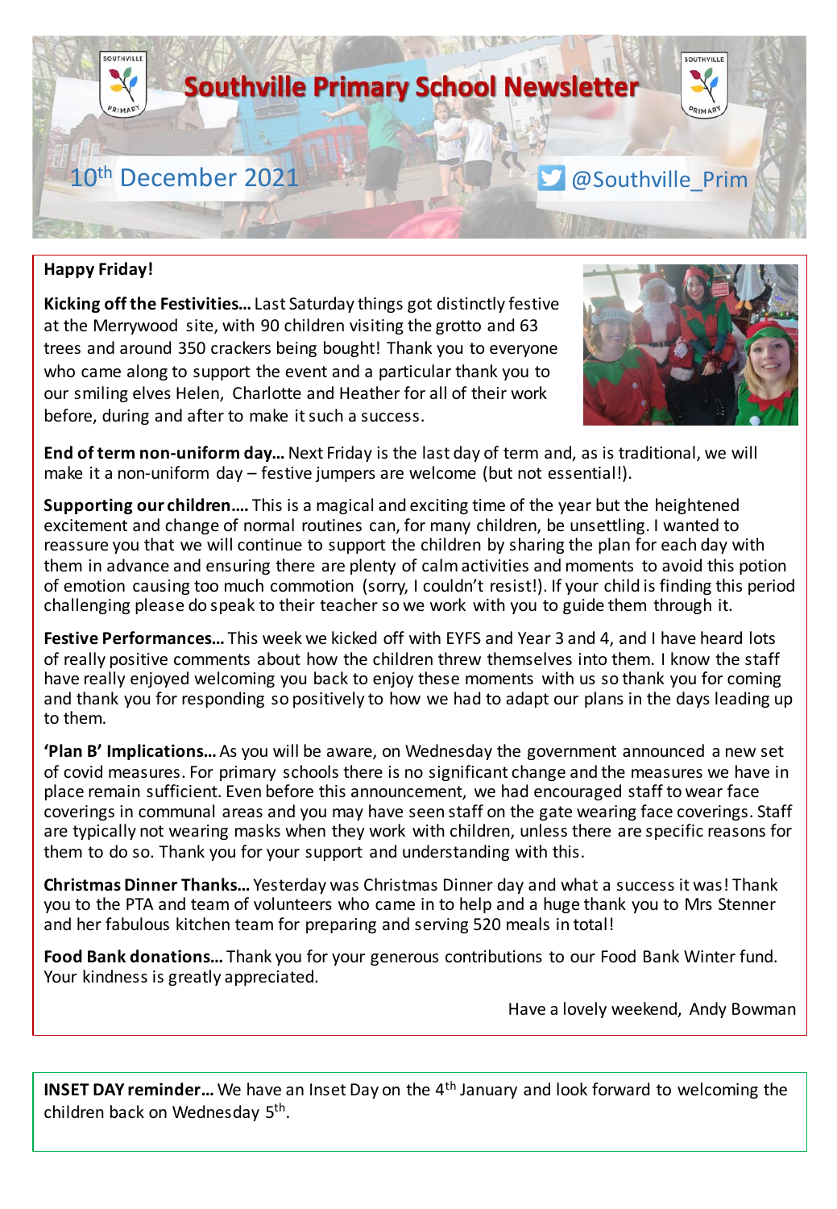# Southville Primary School Newsletter

10th December 2021

@Southville_Prim

**Happy Friday!**

**Kicking off the Festivities…** Last Saturday things got distinctly festive at the Merrywood site, with 90 children visiting the grotto and 63 trees and around 350 crackers being bought! Thank you to everyone who came along to support the event and a particular thank you to our smiling elves Helen, Charlotte and Heather for all of their work before, during and after to make it such a success.

**End of term non-uniform day…** Next Friday is the last day of term and, as is traditional, we will make it a non-uniform day – festive jumpers are welcome (but not essential!).

**Supporting our children….** This is a magical and exciting time of the year but the heightened excitement and change of normal routines can, for many children, be unsettling. I wanted to reassure you that we will continue to support the children by sharing the plan for each day with them in advance and ensuring there are plenty of calm activities and moments to avoid this potion of emotion causing too much commotion (sorry, I couldn't resist!). If your child is finding this period challenging please do speak to their teacher so we work with you to guide them through it.

**Festive Performances…** This week we kicked off with EYFS and Year 3 and 4, and I have heard lots of really positive comments about how the children threw themselves into them. I know the staff have really enjoyed welcoming you back to enjoy these moments with us so thank you for coming and thank you for responding so positively to how we had to adapt our plans in the days leading up to them.

**'Plan B' Implications…** As you will be aware, on Wednesday the government announced a new set of covid measures. For primary schools there is no significant change and the measures we have in place remain sufficient. Even before this announcement, we had encouraged staff to wear face coverings in communal areas and you may have seen staff on the gate wearing face coverings. Staff are typically not wearing masks when they work with children, unless there are specific reasons for them to do so. Thank you for your support and understanding with this.

**Christmas Dinner Thanks…** Yesterday was Christmas Dinner day and what a success it was! Thank you to the PTA and team of volunteers who came in to help and a huge thank you to Mrs Stenner and her fabulous kitchen team for preparing and serving 520 meals in total!

**Food Bank donations…** Thank you for your generous contributions to our Food Bank Winter fund. Your kindness is greatly appreciated.

Have a lovely weekend, Andy Bowman

**INSET DAY reminder…** We have an Inset Day on the 4th January and look forward to welcoming the children back on Wednesday 5th.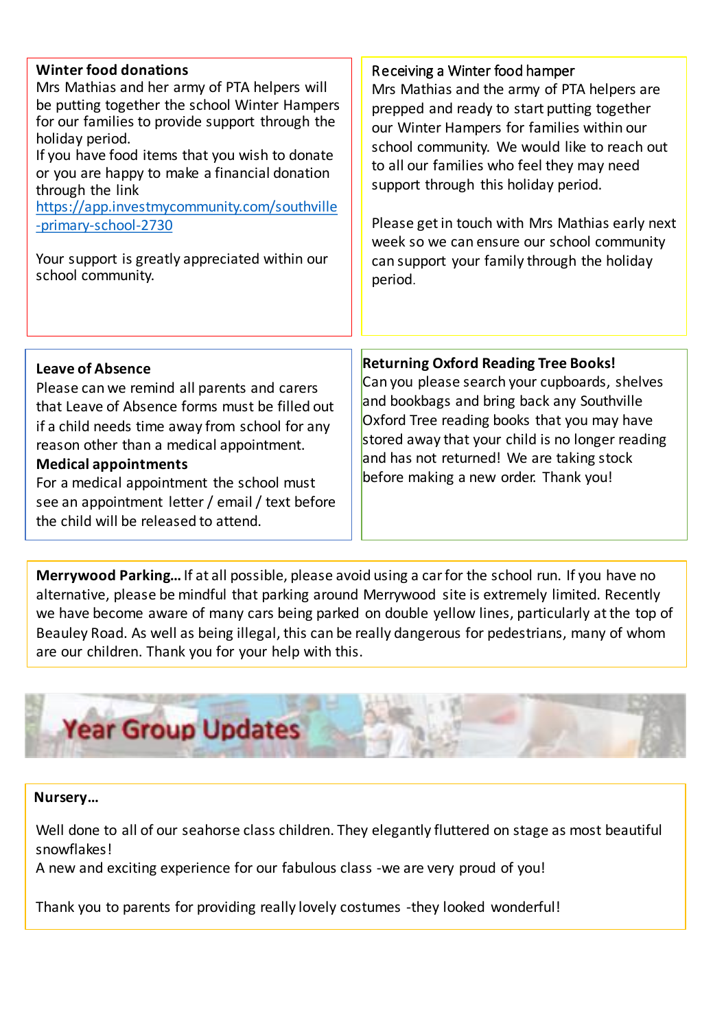**Winter food donations**

Mrs Mathias and her army of PTA helpers will be putting together the school Winter Hampers for our families to provide support through the holiday period.

If you have food items that you wish to donate or you are happy to make a financial donation through the link [https://app.investmycommunity.com/southville-primary-school-2730](https://app.investmycommunity.com/southville-primary-school-2730)

Your support is greatly appreciated within our school community.

**Receiving a Winter food hamper**

Mrs Mathias and the army of PTA helpers are prepped and ready to start putting together our Winter Hampers for families within our school community. We would like to reach out to all our families who feel they may need support through this holiday period.

Please get in touch with Mrs Mathias early next week so we can ensure our school community can support your family through the holiday period.

**Leave of Absence**

Please can we remind all parents and carers that Leave of Absence forms must be filled out if a child needs time away from school for any reason other than a medical appointment.

**Medical appointments**

For a medical appointment the school must see an appointment letter / email / text before the child will be released to attend.

**Returning Oxford Reading Tree Books!**

Can you please search your cupboards, shelves and bookbags and bring back any Southville Oxford Tree reading books that you may have stored away that your child is no longer reading and has not returned! We are taking stock before making a new order. Thank you!

**Merrywood Parking…** If at all possible, please avoid using a car for the school run. If you have no alternative, please be mindful that parking around Merrywood site is extremely limited. Recently we have become aware of many cars being parked on double yellow lines, particularly at the top of Beauley Road. As well as being illegal, this can be really dangerous for pedestrians, many of whom are our children. Thank you for your help with this.

## Year Group Updates

**Nursery…**

Well done to all of our seahorse class children. They elegantly fluttered on stage as most beautiful snowflakes!

A new and exciting experience for our fabulous class -we are very proud of you!

Thank you to parents for providing really lovely costumes -they looked wonderful!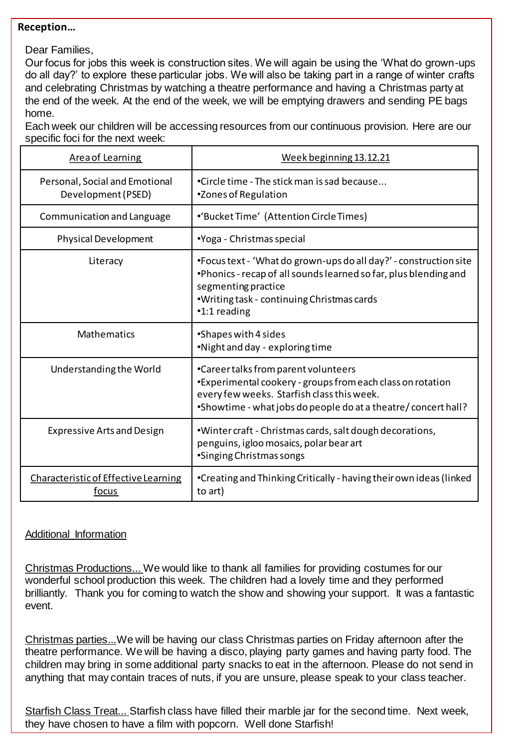**Reception…**

Dear Families,

Our focus for jobs this week is construction sites. We will again be using the 'What do grown-ups do all day?' to explore these particular jobs. We will also be taking part in a range of winter crafts and celebrating Christmas by watching a theatre performance and having a Christmas party at the end of the week. At the end of the week, we will be emptying drawers and sending PE bags home.

Each week our children will be accessing resources from our continuous provision. Here are our specific foci for the next week:

| Area of Learning | Week beginning 13.12.21 |
| --- | --- |
| Personal, Social and Emotional Development (PSED) | •Circle time - The stick man is sad because...<br>•Zones of Regulation |
| Communication and Language | •'Bucket Time' (Attention Circle Times) |
| Physical Development | •Yoga - Christmas special |
| Literacy | •Focus text - 'What do grown-ups do all day?' - construction site<br>•Phonics - recap of all sounds learned so far, plus blending and segmenting practice<br>•Writing task - continuing Christmas cards<br>•1:1 reading |
| Mathematics | •Shapes with 4 sides<br>•Night and day - exploring time |
| Understanding the World | •Career talks from parent volunteers<br>•Experimental cookery - groups from each class on rotation every few weeks. Starfish class this week.<br>•Showtime - what jobs do people do at a theatre/ concert hall? |
| Expressive Arts and Design | •Winter craft - Christmas cards, salt dough decorations, penguins, igloo mosaics, polar bear art<br>•Singing Christmas songs |
| Characteristic of Effective Learning focus | •Creating and Thinking Critically - having their own ideas (linked to art) |

Additional Information

Christmas Productions... We would like to thank all families for providing costumes for our wonderful school production this week. The children had a lovely time and they performed brilliantly. Thank you for coming to watch the show and showing your support. It was a fantastic event.

Christmas parties...We will be having our class Christmas parties on Friday afternoon after the theatre performance. We will be having a disco, playing party games and having party food. The children may bring in some additional party snacks to eat in the afternoon. Please do not send in anything that may contain traces of nuts, if you are unsure, please speak to your class teacher.

Starfish Class Treat... Starfish class have filled their marble jar for the second time. Next week, they have chosen to have a film with popcorn. Well done Starfish!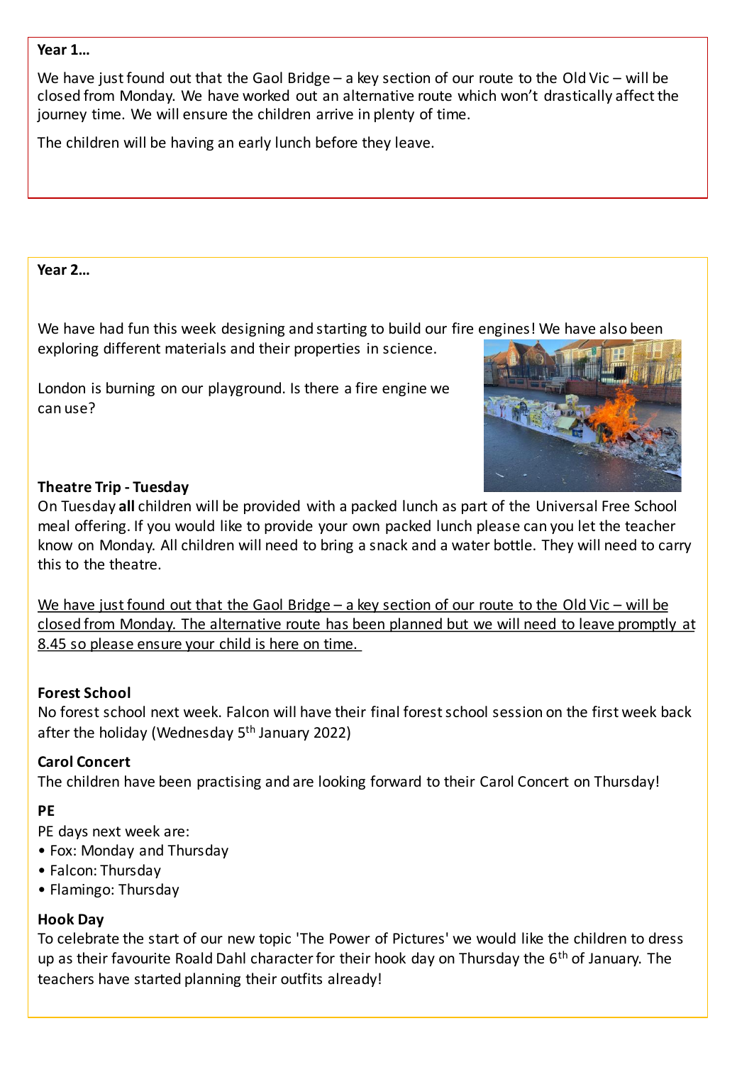**Year 1…**

We have just found out that the Gaol Bridge – a key section of our route to the Old Vic – will be closed from Monday. We have worked out an alternative route which won't drastically affect the journey time. We will ensure the children arrive in plenty of time.

The children will be having an early lunch before they leave.

**Year 2…**

We have had fun this week designing and starting to build our fire engines! We have also been exploring different materials and their properties in science.

London is burning on our playground. Is there a fire engine we can use?

**Theatre Trip - Tuesday**

On Tuesday **all** children will be provided with a packed lunch as part of the Universal Free School meal offering. If you would like to provide your own packed lunch please can you let the teacher know on Monday. All children will need to bring a snack and a water bottle. They will need to carry this to the theatre.

<u>We have just found out that the Gaol Bridge – a key section of our route to the Old Vic – will be closed from Monday. The alternative route has been planned but we will need to leave promptly at 8.45 so please ensure your child is here on time.</u>

**Forest School**

No forest school next week. Falcon will have their final forest school session on the first week back after the holiday (Wednesday 5th January 2022)

**Carol Concert**

The children have been practising and are looking forward to their Carol Concert on Thursday!

**PE**

PE days next week are:

- Fox: Monday and Thursday
- Falcon: Thursday
- Flamingo: Thursday

**Hook Day**

To celebrate the start of our new topic 'The Power of Pictures' we would like the children to dress up as their favourite Roald Dahl character for their hook day on Thursday the 6th of January. The teachers have started planning their outfits already!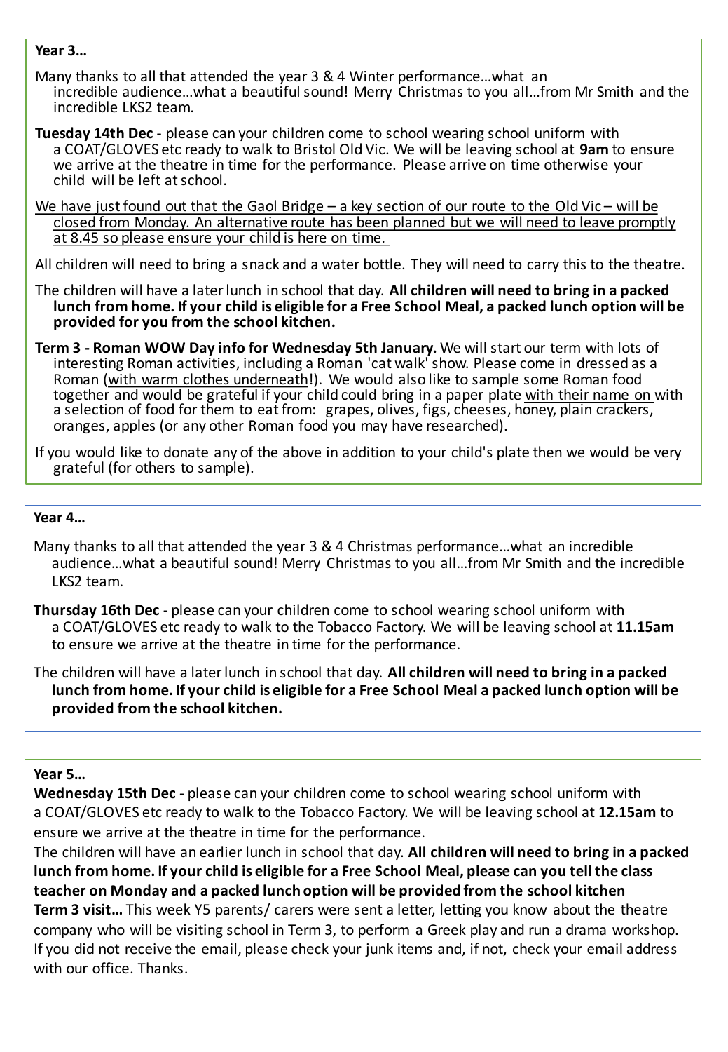**Year 3…**

Many thanks to all that attended the year 3 & 4 Winter performance…what an incredible audience…what a beautiful sound! Merry Christmas to you all…from Mr Smith and the incredible LKS2 team.

**Tuesday 14th Dec** - please can your children come to school wearing school uniform with a COAT/GLOVES etc ready to walk to Bristol Old Vic. We will be leaving school at **9am** to ensure we arrive at the theatre in time for the performance. Please arrive on time otherwise your child will be left at school.

<u>We have just found out that the Gaol Bridge – a key section of our route to the Old Vic – will be closed from Monday. An alternative route has been planned but we will need to leave promptly at 8.45 so please ensure your child is here on time.</u>

All children will need to bring a snack and a water bottle. They will need to carry this to the theatre.

The children will have a later lunch in school that day. **All children will need to bring in a packed lunch from home. If your child is eligible for a Free School Meal, a packed lunch option will be provided for you from the school kitchen.**

**Term 3 - Roman WOW Day info for Wednesday 5th January.** We will start our term with lots of interesting Roman activities, including a Roman 'cat walk' show. Please come in dressed as a Roman (<u>with warm clothes underneath</u>!). We would also like to sample some Roman food together and would be grateful if your child could bring in a paper plate <u>with their name on</u> with a selection of food for them to eat from: grapes, olives, figs, cheeses, honey, plain crackers, oranges, apples (or any other Roman food you may have researched).

If you would like to donate any of the above in addition to your child's plate then we would be very grateful (for others to sample).

**Year 4…**

Many thanks to all that attended the year 3 & 4 Christmas performance…what an incredible audience…what a beautiful sound! Merry Christmas to you all…from Mr Smith and the incredible LKS2 team.

**Thursday 16th Dec** - please can your children come to school wearing school uniform with a COAT/GLOVES etc ready to walk to the Tobacco Factory. We will be leaving school at **11.15am** to ensure we arrive at the theatre in time for the performance.

The children will have a later lunch in school that day. **All children will need to bring in a packed lunch from home. If your child is eligible for a Free School Meal a packed lunch option will be provided from the school kitchen.**

**Year 5…**

**Wednesday 15th Dec** - please can your children come to school wearing school uniform with a COAT/GLOVES etc ready to walk to the Tobacco Factory. We will be leaving school at **12.15am** to ensure we arrive at the theatre in time for the performance.

The children will have an earlier lunch in school that day. **All children will need to bring in a packed lunch from home. If your child is eligible for a Free School Meal, please can you tell the class teacher on Monday and a packed lunch option will be provided from the school kitchen**

**Term 3 visit…** This week Y5 parents/ carers were sent a letter, letting you know about the theatre company who will be visiting school in Term 3, to perform a Greek play and run a drama workshop. If you did not receive the email, please check your junk items and, if not, check your email address with our office. Thanks.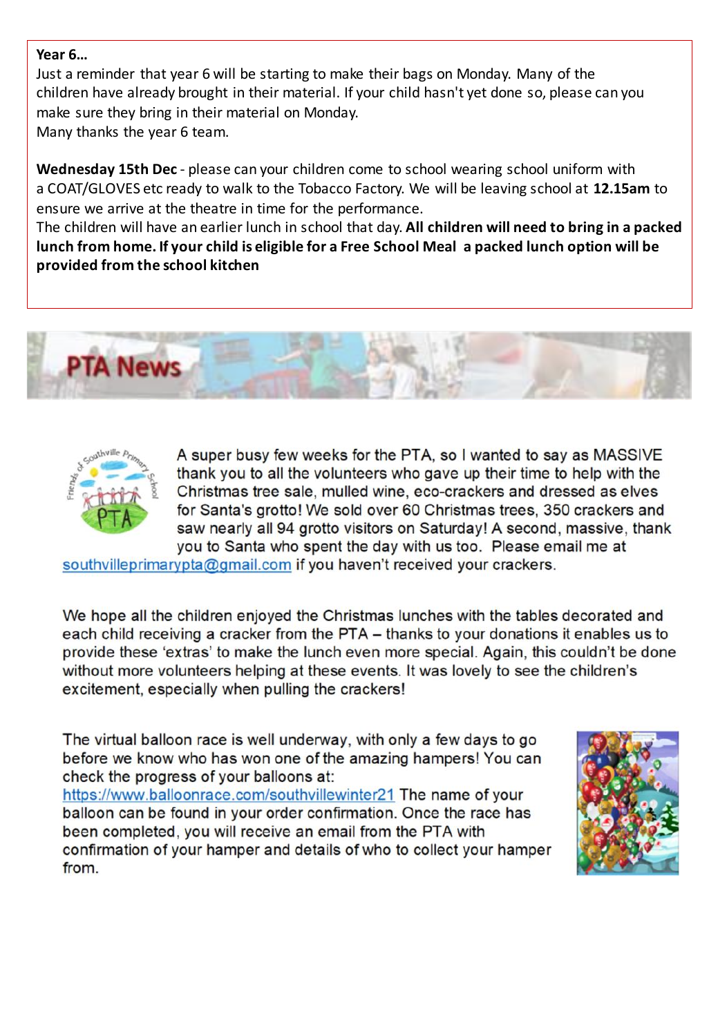**Year 6…**

Just a reminder that year 6 will be starting to make their bags on Monday. Many of the children have already brought in their material. If your child hasn't yet done so, please can you make sure they bring in their material on Monday.

Many thanks the year 6 team.

**Wednesday 15th Dec** - please can your children come to school wearing school uniform with a COAT/GLOVES etc ready to walk to the Tobacco Factory. We will be leaving school at **12.15am** to ensure we arrive at the theatre in time for the performance.

The children will have an earlier lunch in school that day. **All children will need to bring in a packed lunch from home. If your child is eligible for a Free School Meal a packed lunch option will be provided from the school kitchen**

## PTA News

A super busy few weeks for the PTA, so I wanted to say as MASSIVE thank you to all the volunteers who gave up their time to help with the Christmas tree sale, mulled wine, eco-crackers and dressed as elves for Santa's grotto! We sold over 60 Christmas trees, 350 crackers and saw nearly all 94 grotto visitors on Saturday! A second, massive, thank you to Santa who spent the day with us too. Please email me at southvilleprimarypta@gmail.com if you haven't received your crackers.

We hope all the children enjoyed the Christmas lunches with the tables decorated and each child receiving a cracker from the PTA – thanks to your donations it enables us to provide these 'extras' to make the lunch even more special. Again, this couldn't be done without more volunteers helping at these events. It was lovely to see the children's excitement, especially when pulling the crackers!

The virtual balloon race is well underway, with only a few days to go before we know who has won one of the amazing hampers! You can check the progress of your balloons at: https://www.balloonrace.com/southvillewinter21 The name of your balloon can be found in your order confirmation. Once the race has been completed, you will receive an email from the PTA with confirmation of your hamper and details of who to collect your hamper from.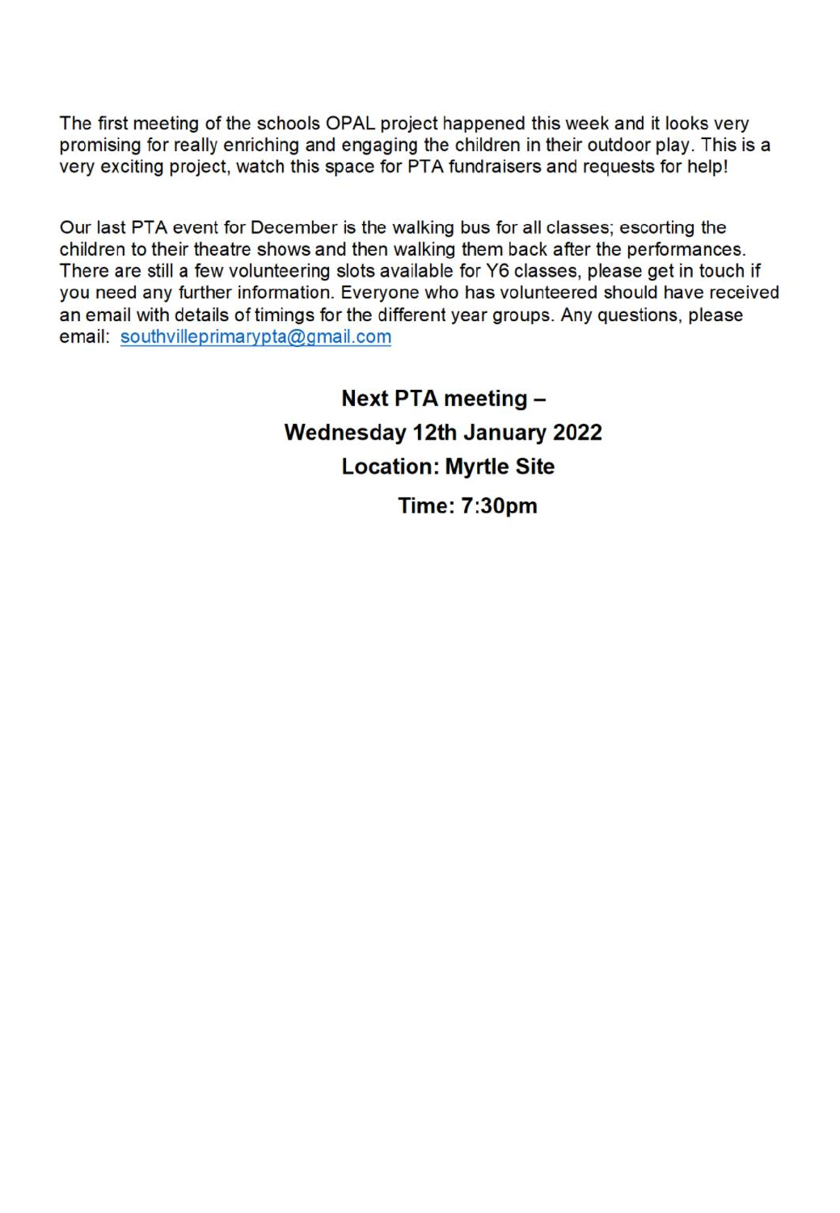The first meeting of the schools OPAL project happened this week and it looks very promising for really enriching and engaging the children in their outdoor play. This is a very exciting project, watch this space for PTA fundraisers and requests for help!

Our last PTA event for December is the walking bus for all classes; escorting the children to their theatre shows and then walking them back after the performances. There are still a few volunteering slots available for Y6 classes, please get in touch if you need any further information. Everyone who has volunteered should have received an email with details of timings for the different year groups. Any questions, please email: southvilleprimarypta@gmail.com

**Next PTA meeting –**

**Wednesday 12th January 2022**

**Location: Myrtle Site**

**Time: 7:30pm**